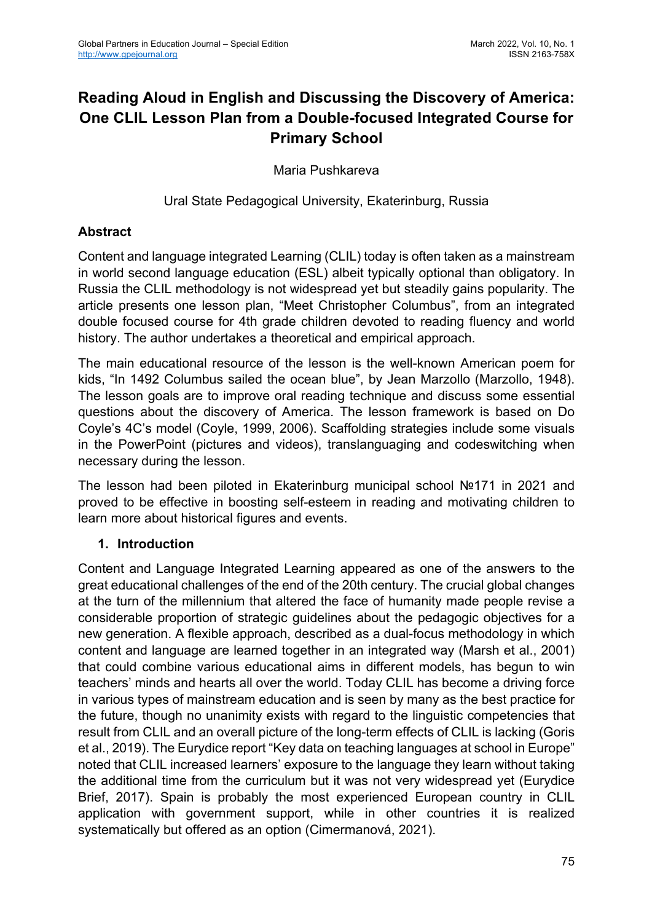# Reading Aloud in English and Discussing the Discovery of America: One CLIL Lesson Plan from a Double-focused Integrated Course for Primary School

Maria Pushkareva

Ural State Pedagogical University, Ekaterinburg, Russia

## Abstract

Content and language integrated Learning (CLIL) today is often taken as a mainstream in world second language education (ESL) albeit typically optional than obligatory. In Russia the CLIL methodology is not widespread yet but steadily gains popularity. The article presents one lesson plan, "Meet Christopher Columbus", from an integrated double focused course for 4th grade children devoted to reading fluency and world history. The author undertakes a theoretical and empirical approach.

The main educational resource of the lesson is the well-known American poem for kids, "In 1492 Columbus sailed the ocean blue", by Jean Marzollo (Marzollo, 1948). The lesson goals are to improve oral reading technique and discuss some essential questions about the discovery of America. The lesson framework is based on Do Coyle's 4C's model (Coyle, 1999, 2006). Scaffolding strategies include some visuals in the PowerPoint (pictures and videos), translanguaging and codeswitching when necessary during the lesson.

The lesson had been piloted in Ekaterinburg municipal school №171 in 2021 and proved to be effective in boosting self-esteem in reading and motivating children to learn more about historical figures and events.

## 1. Introduction

Content and Language Integrated Learning appeared as one of the answers to the great educational challenges of the end of the 20th century. The crucial global changes at the turn of the millennium that altered the face of humanity made people revise a considerable proportion of strategic guidelines about the pedagogic objectives for a new generation. A flexible approach, described as a dual-focus methodology in which content and language are learned together in an integrated way (Marsh et al., 2001) that could combine various educational aims in different models, has begun to win teachers' minds and hearts all over the world. Today CLIL has become a driving force in various types of mainstream education and is seen by many as the best practice for the future, though no unanimity exists with regard to the linguistic competencies that result from CLIL and an overall picture of the long-term effects of CLIL is lacking (Goris et al., 2019). The Eurydice report "Key data on teaching languages at school in Europe" noted that CLIL increased learners' exposure to the language they learn without taking the additional time from the curriculum but it was not very widespread yet (Eurydice Brief, 2017). Spain is probably the most experienced European country in CLIL application with government support, while in other countries it is realized systematically but offered as an option (Cimermanová, 2021).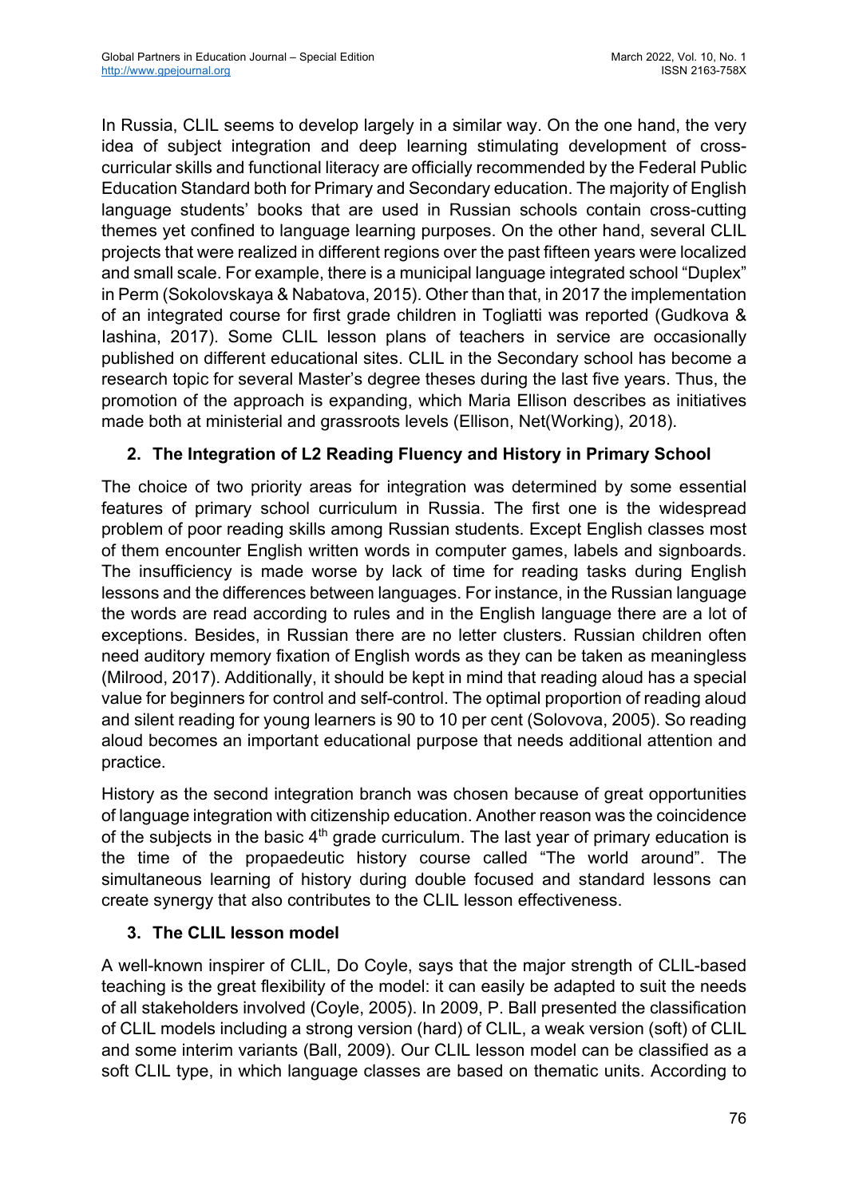In Russia, CLIL seems to develop largely in a similar way. On the one hand, the very idea of subject integration and deep learning stimulating development of cross-curricular skills and functional literacy are officially recommended by the Federal Public Education Standard both for Primary and Secondary education. The majority of English language students' books that are used in Russian schools contain cross-cutting themes yet confined to language learning purposes. On the other hand, several CLIL projects that were realized in different regions over the past fifteen years were localized and small scale. For example, there is a municipal language integrated school "Duplex" in Perm (Sokolovskaya & Nabatova, 2015). Other than that, in 2017 the implementation of an integrated course for first grade children in Togliatti was reported (Gudkova & Iashina, 2017). Some CLIL lesson plans of teachers in service are occasionally published on different educational sites. CLIL in the Secondary school has become a research topic for several Master's degree theses during the last five years. Thus, the promotion of the approach is expanding, which Maria Ellison describes as initiatives made both at ministerial and grassroots levels (Ellison, Net(Working), 2018).

## 2. The Integration of L2 Reading Fluency and History in Primary School

The choice of two priority areas for integration was determined by some essential features of primary school curriculum in Russia. The first one is the widespread problem of poor reading skills among Russian students. Except English classes most of them encounter English written words in computer games, labels and signboards. The insufficiency is made worse by lack of time for reading tasks during English lessons and the differences between languages. For instance, in the Russian language the words are read according to rules and in the English language there are a lot of exceptions. Besides, in Russian there are no letter clusters. Russian children often need auditory memory fixation of English words as they can be taken as meaningless (Milrood, 2017). Additionally, it should be kept in mind that reading aloud has a special value for beginners for control and self-control. The optimal proportion of reading aloud and silent reading for young learners is 90 to 10 per cent (Solovova, 2005). So reading aloud becomes an important educational purpose that needs additional attention and practice.

History as the second integration branch was chosen because of great opportunities of language integration with citizenship education. Another reason was the coincidence of the subjects in the basic 4th grade curriculum. The last year of primary education is the time of the propaedeutic history course called "The world around". The simultaneous learning of history during double focused and standard lessons can create synergy that also contributes to the CLIL lesson effectiveness.

## 3. The CLIL lesson model

A well-known inspirer of CLIL, Do Coyle, says that the major strength of CLIL-based teaching is the great flexibility of the model: it can easily be adapted to suit the needs of all stakeholders involved (Coyle, 2005). In 2009, P. Ball presented the classification of CLIL models including a strong version (hard) of CLIL, a weak version (soft) of CLIL and some interim variants (Ball, 2009). Our CLIL lesson model can be classified as a soft CLIL type, in which language classes are based on thematic units. According to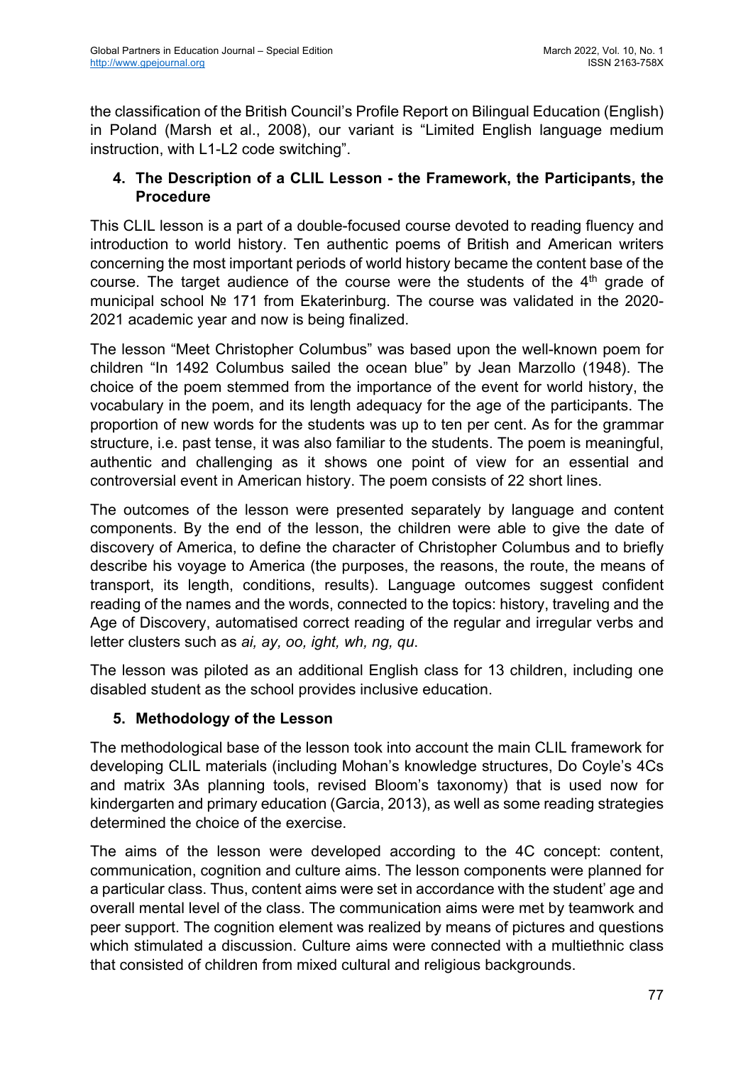the classification of the British Council's Profile Report on Bilingual Education (English) in Poland (Marsh et al., 2008), our variant is "Limited English language medium instruction, with L1-L2 code switching".

## 4. The Description of a CLIL Lesson - the Framework, the Participants, the Procedure

This CLIL lesson is a part of a double-focused course devoted to reading fluency and introduction to world history. Ten authentic poems of British and American writers concerning the most important periods of world history became the content base of the course. The target audience of the course were the students of the 4th grade of municipal school № 171 from Ekaterinburg. The course was validated in the 2020-2021 academic year and now is being finalized.

The lesson "Meet Christopher Columbus" was based upon the well-known poem for children "In 1492 Columbus sailed the ocean blue" by Jean Marzollo (1948). The choice of the poem stemmed from the importance of the event for world history, the vocabulary in the poem, and its length adequacy for the age of the participants. The proportion of new words for the students was up to ten per cent. As for the grammar structure, i.e. past tense, it was also familiar to the students. The poem is meaningful, authentic and challenging as it shows one point of view for an essential and controversial event in American history. The poem consists of 22 short lines.

The outcomes of the lesson were presented separately by language and content components. By the end of the lesson, the children were able to give the date of discovery of America, to define the character of Christopher Columbus and to briefly describe his voyage to America (the purposes, the reasons, the route, the means of transport, its length, conditions, results). Language outcomes suggest confident reading of the names and the words, connected to the topics: history, traveling and the Age of Discovery, automatised correct reading of the regular and irregular verbs and letter clusters such as *ai, ay, oo, ight, wh, ng, qu*.

The lesson was piloted as an additional English class for 13 children, including one disabled student as the school provides inclusive education.

## 5. Methodology of the Lesson

The methodological base of the lesson took into account the main CLIL framework for developing CLIL materials (including Mohan's knowledge structures, Do Coyle's 4Cs and matrix 3As planning tools, revised Bloom's taxonomy) that is used now for kindergarten and primary education (Garcia, 2013), as well as some reading strategies determined the choice of the exercise.

The aims of the lesson were developed according to the 4C concept: content, communication, cognition and culture aims. The lesson components were planned for a particular class. Thus, content aims were set in accordance with the student' age and overall mental level of the class. The communication aims were met by teamwork and peer support. The cognition element was realized by means of pictures and questions which stimulated a discussion. Culture aims were connected with a multiethnic class that consisted of children from mixed cultural and religious backgrounds.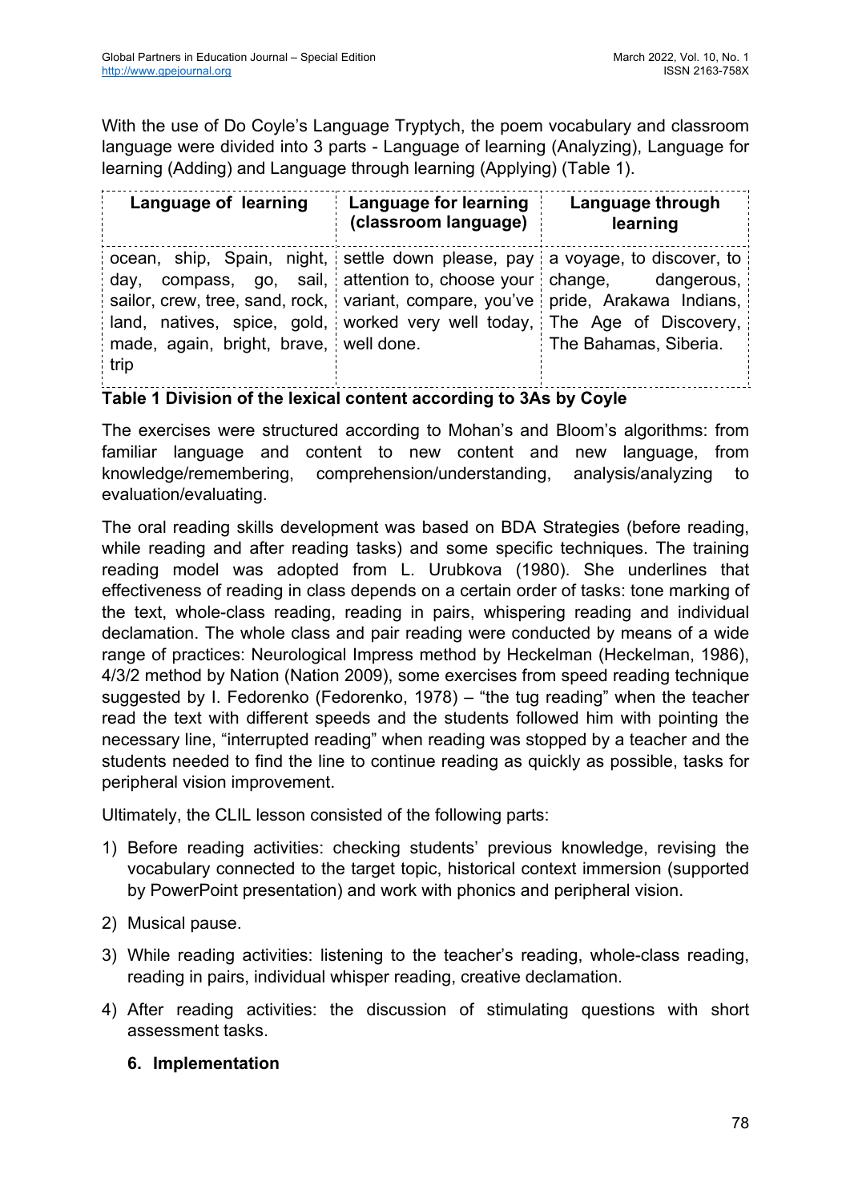With the use of Do Coyle's Language Tryptych, the poem vocabulary and classroom language were divided into 3 parts - Language of learning (Analyzing), Language for learning (Adding) and Language through learning (Applying) (Table 1).

| Language of learning | Language for learning (classroom language) | Language through learning |
| --- | --- | --- |
| ocean, ship, Spain, night, day, compass, go, sail, sailor, crew, tree, sand, rock, land, natives, spice, gold, made, again, bright, brave, trip | settle down please, pay attention to, choose your variant, compare, you've worked very well today, well done. | a voyage, to discover, to change, dangerous, pride, Arakawa Indians, The Age of Discovery, The Bahamas, Siberia. |

**Table 1 Division of the lexical content according to 3As by Coyle**

The exercises were structured according to Mohan's and Bloom's algorithms: from familiar language and content to new content and new language, from knowledge/remembering, comprehension/understanding, analysis/analyzing to evaluation/evaluating.

The oral reading skills development was based on BDA Strategies (before reading, while reading and after reading tasks) and some specific techniques. The training reading model was adopted from L. Urubkova (1980). She underlines that effectiveness of reading in class depends on a certain order of tasks: tone marking of the text, whole-class reading, reading in pairs, whispering reading and individual declamation. The whole class and pair reading were conducted by means of a wide range of practices: Neurological Impress method by Heckelman (Heckelman, 1986), 4/3/2 method by Nation (Nation 2009), some exercises from speed reading technique suggested by I. Fedorenko (Fedorenko, 1978) – "the tug reading" when the teacher read the text with different speeds and the students followed him with pointing the necessary line, "interrupted reading" when reading was stopped by a teacher and the students needed to find the line to continue reading as quickly as possible, tasks for peripheral vision improvement.

Ultimately, the CLIL lesson consisted of the following parts:

1) Before reading activities: checking students' previous knowledge, revising the vocabulary connected to the target topic, historical context immersion (supported by PowerPoint presentation) and work with phonics and peripheral vision.
2) Musical pause.
3) While reading activities: listening to the teacher's reading, whole-class reading, reading in pairs, individual whisper reading, creative declamation.
4) After reading activities: the discussion of stimulating questions with short assessment tasks.

## 6. Implementation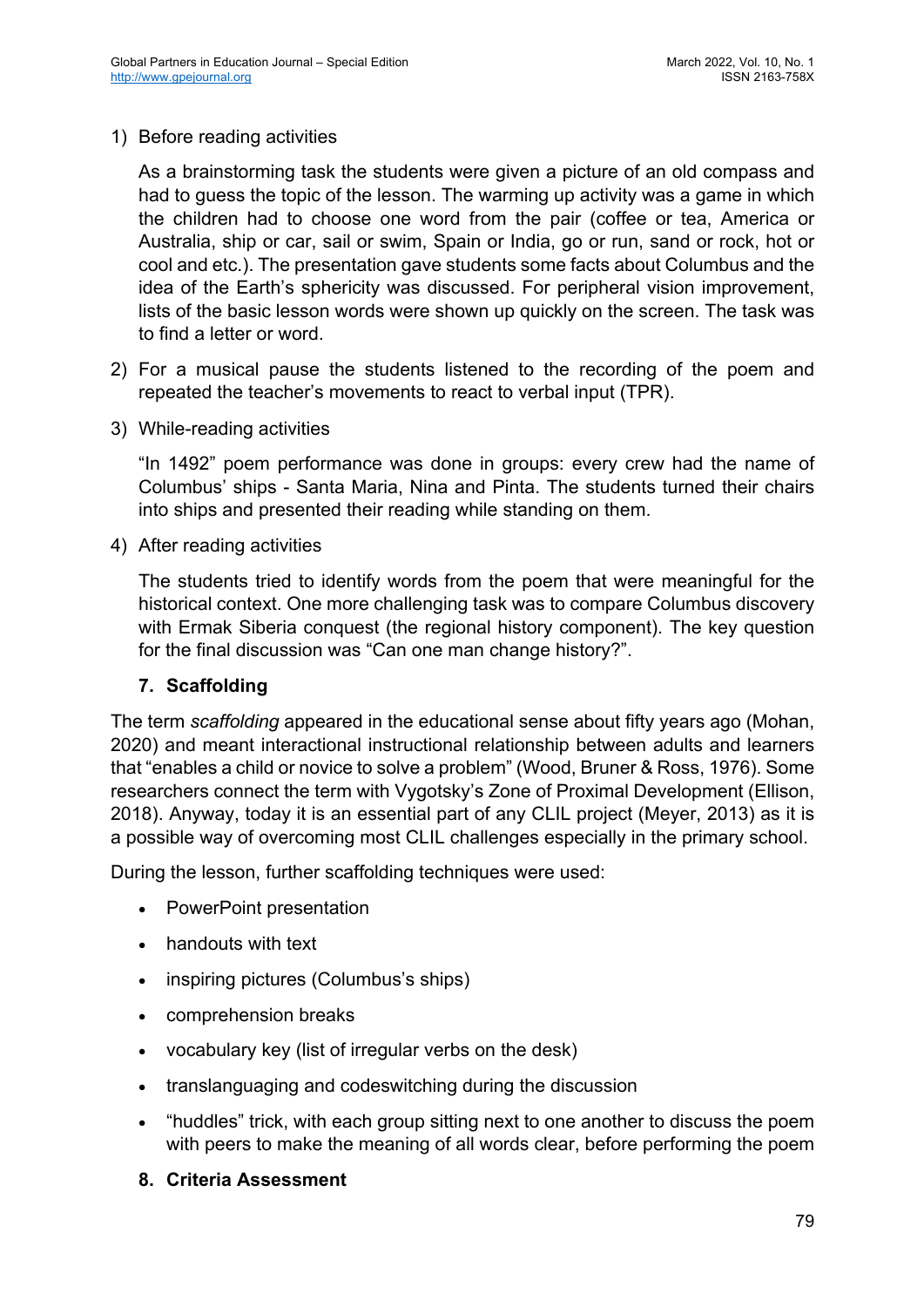1) Before reading activities

   As a brainstorming task the students were given a picture of an old compass and had to guess the topic of the lesson. The warming up activity was a game in which the children had to choose one word from the pair (coffee or tea, America or Australia, ship or car, sail or swim, Spain or India, go or run, sand or rock, hot or cool and etc.). The presentation gave students some facts about Columbus and the idea of the Earth's sphericity was discussed. For peripheral vision improvement, lists of the basic lesson words were shown up quickly on the screen. The task was to find a letter or word.

2) For a musical pause the students listened to the recording of the poem and repeated the teacher's movements to react to verbal input (TPR).

3) While-reading activities

   "In 1492" poem performance was done in groups: every crew had the name of Columbus' ships - Santa Maria, Nina and Pinta. The students turned their chairs into ships and presented their reading while standing on them.

4) After reading activities

   The students tried to identify words from the poem that were meaningful for the historical context. One more challenging task was to compare Columbus discovery with Ermak Siberia conquest (the regional history component). The key question for the final discussion was "Can one man change history?".

### 7. Scaffolding

The term *scaffolding* appeared in the educational sense about fifty years ago (Mohan, 2020) and meant interactional instructional relationship between adults and learners that "enables a child or novice to solve a problem" (Wood, Bruner & Ross, 1976). Some researchers connect the term with Vygotsky's Zone of Proximal Development (Ellison, 2018). Anyway, today it is an essential part of any CLIL project (Meyer, 2013) as it is a possible way of overcoming most CLIL challenges especially in the primary school.

During the lesson, further scaffolding techniques were used:

- PowerPoint presentation
- handouts with text
- inspiring pictures (Columbus's ships)
- comprehension breaks
- vocabulary key (list of irregular verbs on the desk)
- translanguaging and codeswitching during the discussion
- "huddles" trick, with each group sitting next to one another to discuss the poem with peers to make the meaning of all words clear, before performing the poem

### 8. Criteria Assessment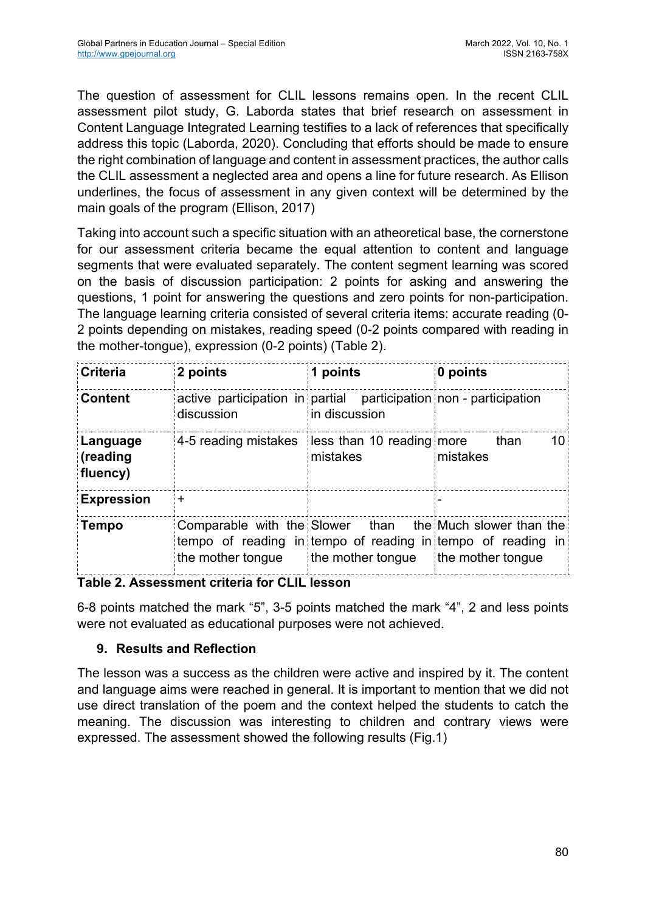The question of assessment for CLIL lessons remains open. In the recent CLIL assessment pilot study, G. Laborda states that brief research on assessment in Content Language Integrated Learning testifies to a lack of references that specifically address this topic (Laborda, 2020). Concluding that efforts should be made to ensure the right combination of language and content in assessment practices, the author calls the CLIL assessment a neglected area and opens a line for future research. As Ellison underlines, the focus of assessment in any given context will be determined by the main goals of the program (Ellison, 2017)

Taking into account such a specific situation with an atheoretical base, the cornerstone for our assessment criteria became the equal attention to content and language segments that were evaluated separately. The content segment learning was scored on the basis of discussion participation: 2 points for asking and answering the questions, 1 point for answering the questions and zero points for non-participation. The language learning criteria consisted of several criteria items: accurate reading (0-2 points depending on mistakes, reading speed (0-2 points compared with reading in the mother-tongue), expression (0-2 points) (Table 2).

| **Criteria** | **2 points** | **1 points** | **0 points** |
|---|---|---|---|
| **Content** | active participation in discussion | partial participation in discussion | non - participation |
| **Language (reading fluency)** | 4-5 reading mistakes | less than 10 reading mistakes | more than 10 mistakes |
| **Expression** | + | | - |
| **Tempo** | Comparable with the tempo of reading in the mother tongue | Slower than the tempo of reading in the mother tongue | Much slower than the tempo of reading in the mother tongue |

**Table 2. Assessment criteria for CLIL lesson**

6-8 points matched the mark "5", 3-5 points matched the mark "4", 2 and less points were not evaluated as educational purposes were not achieved.

### 9. Results and Reflection

The lesson was a success as the children were active and inspired by it. The content and language aims were reached in general. It is important to mention that we did not use direct translation of the poem and the context helped the students to catch the meaning. The discussion was interesting to children and contrary views were expressed. The assessment showed the following results (Fig.1)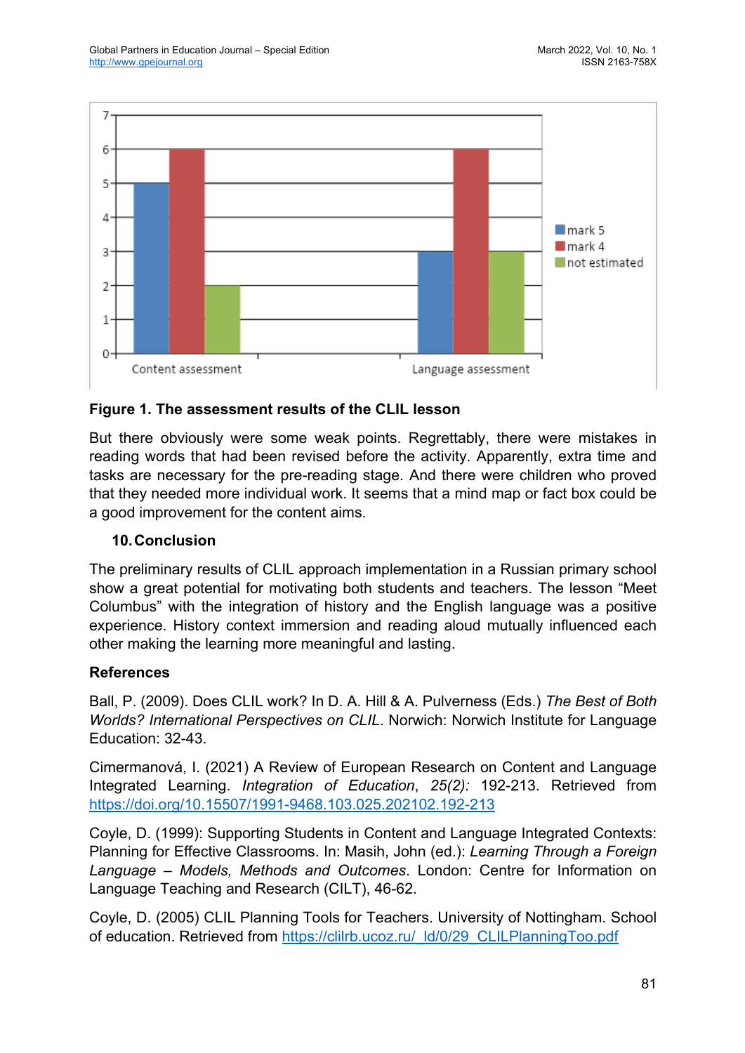**Figure 1. The assessment results of the CLIL lesson**

But there obviously were some weak points. Regrettably, there were mistakes in reading words that had been revised before the activity. Apparently, extra time and tasks are necessary for the pre-reading stage. And there were children who proved that they needed more individual work. It seems that a mind map or fact box could be a good improvement for the content aims.

## 10. Conclusion

The preliminary results of CLIL approach implementation in a Russian primary school show a great potential for motivating both students and teachers. The lesson "Meet Columbus" with the integration of history and the English language was a positive experience. History context immersion and reading aloud mutually influenced each other making the learning more meaningful and lasting.

## References

Ball, P. (2009). Does CLIL work? In D. A. Hill & A. Pulverness (Eds.) *The Best of Both Worlds? International Perspectives on CLIL*. Norwich: Norwich Institute for Language Education: 32-43.

Cimermanová, I. (2021) A Review of European Research on Content and Language Integrated Learning. *Integration of Education*, *25(2):* 192-213. Retrieved from https://doi.org/10.15507/1991-9468.103.025.202102.192-213

Coyle, D. (1999): Supporting Students in Content and Language Integrated Contexts: Planning for Effective Classrooms. In: Masih, John (ed.): *Learning Through a Foreign Language – Models, Methods and Outcomes*. London: Centre for Information on Language Teaching and Research (CILT), 46-62.

Coyle, D. (2005) CLIL Planning Tools for Teachers. University of Nottingham. School of education. Retrieved from https://clilrb.ucoz.ru/_ld/0/29_CLILPlanningToo.pdf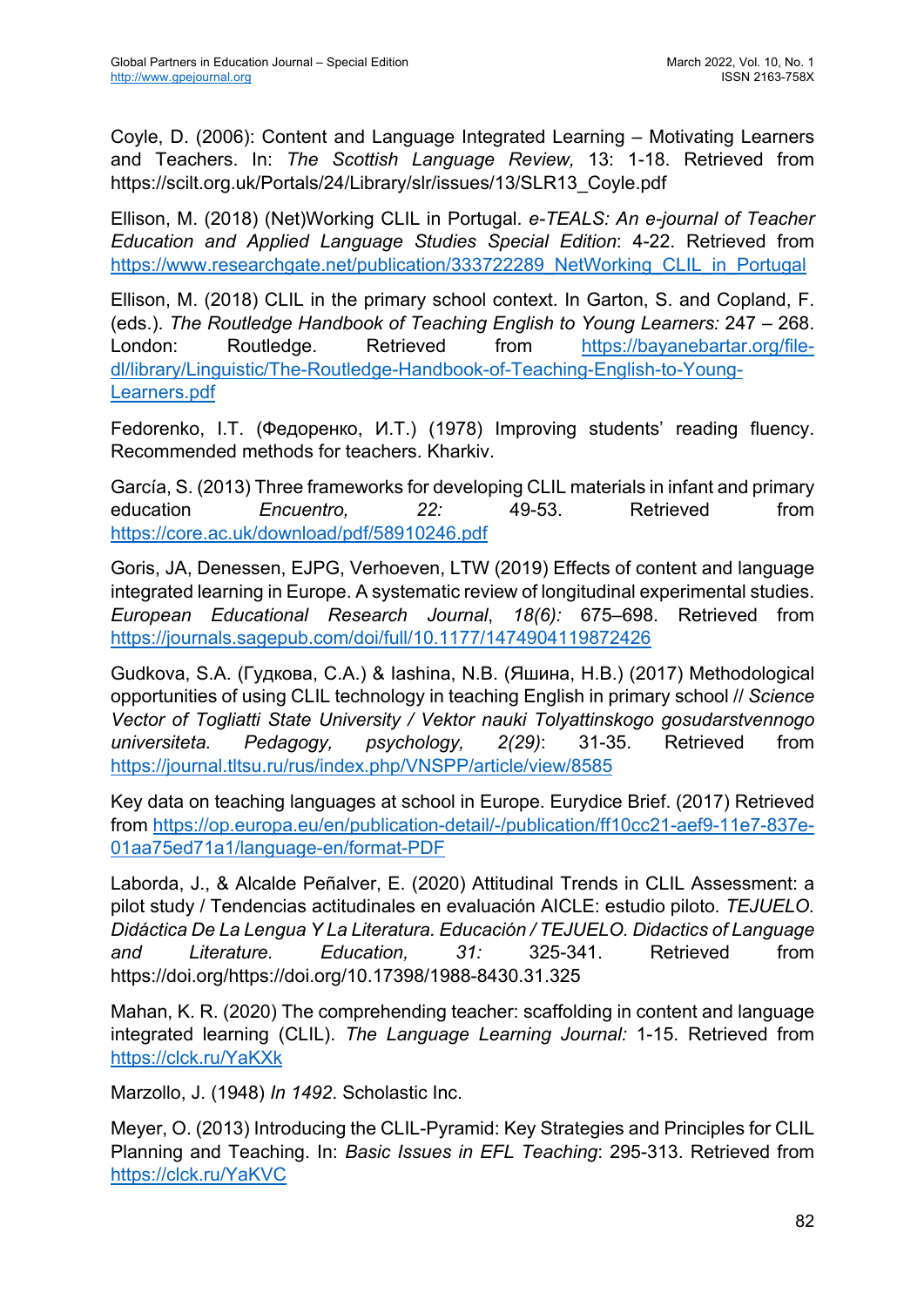Coyle, D. (2006): Content and Language Integrated Learning – Motivating Learners and Teachers. In: *The Scottish Language Review,* 13: 1-18. Retrieved from https://scilt.org.uk/Portals/24/Library/slr/issues/13/SLR13_Coyle.pdf

Ellison, M. (2018) (Net)Working CLIL in Portugal. *e-TEALS: An e-journal of Teacher Education and Applied Language Studies Special Edition*: 4-22. Retrieved from https://www.researchgate.net/publication/333722289_NetWorking_CLIL_in_Portugal

Ellison, M. (2018) CLIL in the primary school context. In Garton, S. and Copland, F. (eds.). *The Routledge Handbook of Teaching English to Young Learners:* 247 – 268. London: Routledge. Retrieved from https://bayanebartar.org/file-dl/library/Linguistic/The-Routledge-Handbook-of-Teaching-English-to-Young-Learners.pdf

Fedorenko, I.T. (Федоренко, И.Т.) (1978) Improving students' reading fluency. Recommended methods for teachers. Kharkiv.

García, S. (2013) Three frameworks for developing CLIL materials in infant and primary education *Encuentro, 22:* 49-53. Retrieved from https://core.ac.uk/download/pdf/58910246.pdf

Goris, JA, Denessen, EJPG, Verhoeven, LTW (2019) Effects of content and language integrated learning in Europe. A systematic review of longitudinal experimental studies. *European Educational Research Journal*, *18(6):* 675–698. Retrieved from https://journals.sagepub.com/doi/full/10.1177/1474904119872426

Gudkova, S.A. (Гудкова, С.А.) & Iashina, N.B. (Яшина, Н.В.) (2017) Methodological opportunities of using CLIL technology in teaching English in primary school // *Science Vector of Togliatti State University / Vektor nauki Tolyattinskogo gosudarstvennogo universiteta. Pedagogy, psychology, 2(29)*: 31-35. Retrieved from https://journal.tltsu.ru/rus/index.php/VNSPP/article/view/8585

Key data on teaching languages at school in Europe. Eurydice Brief. (2017) Retrieved from https://op.europa.eu/en/publication-detail/-/publication/ff10cc21-aef9-11e7-837e-01aa75ed71a1/language-en/format-PDF

Laborda, J., & Alcalde Peñalver, E. (2020) Attitudinal Trends in CLIL Assessment: a pilot study / Tendencias actitudinales en evaluación AICLE: estudio piloto. *TEJUELO. Didáctica De La Lengua Y La Literatura. Educación / TEJUELO. Didactics of Language and Literature. Education, 31:* 325-341. Retrieved from https://doi.org/https://doi.org/10.17398/1988-8430.31.325

Mahan, K. R. (2020) The comprehending teacher: scaffolding in content and language integrated learning (CLIL). *The Language Learning Journal:* 1-15. Retrieved from https://clck.ru/YaKXk

Marzollo, J. (1948) *In 1492*. Scholastic Inc.

Meyer, O. (2013) Introducing the CLIL-Pyramid: Key Strategies and Principles for CLIL Planning and Teaching. In: *Basic Issues in EFL Teaching*: 295-313. Retrieved from https://clck.ru/YaKVC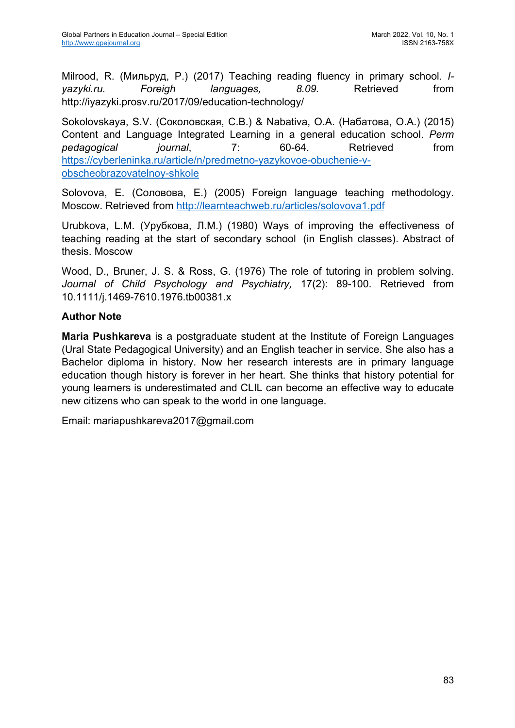Milrood, R. (Мильруд, Р.) (2017) Teaching reading fluency in primary school. *I-yazyki.ru. Foreign languages, 8.09.* Retrieved from http://iyazyki.prosv.ru/2017/09/education-technology/

Sokolovskaya, S.V. (Соколовская, С.В.) & Nabativa, O.A. (Набатова, О.А.) (2015) Content and Language Integrated Learning in a general education school. *Perm pedagogical journal*, 7: 60-64. Retrieved from https://cyberleninka.ru/article/n/predmetno-yazykovoe-obuchenie-v-obscheobrazovatelnoy-shkole

Solovova, E. (Соловова, Е.) (2005) Foreign language teaching methodology. Moscow. Retrieved from http://learnteachweb.ru/articles/solovova1.pdf

Urubkova, L.M. (Урубкова, Л.М.) (1980) Ways of improving the effectiveness of teaching reading at the start of secondary school (in English classes). Abstract of thesis. Moscow

Wood, D., Bruner, J. S. & Ross, G. (1976) The role of tutoring in problem solving. *Journal of Child Psychology and Psychiatry,* 17(2): 89-100. Retrieved from 10.1111/j.1469-7610.1976.tb00381.x

## Author Note

**Maria Pushkareva** is a postgraduate student at the Institute of Foreign Languages (Ural State Pedagogical University) and an English teacher in service. She also has a Bachelor diploma in history. Now her research interests are in primary language education though history is forever in her heart. She thinks that history potential for young learners is underestimated and CLIL can become an effective way to educate new citizens who can speak to the world in one language.

Email: mariapushkareva2017@gmail.com